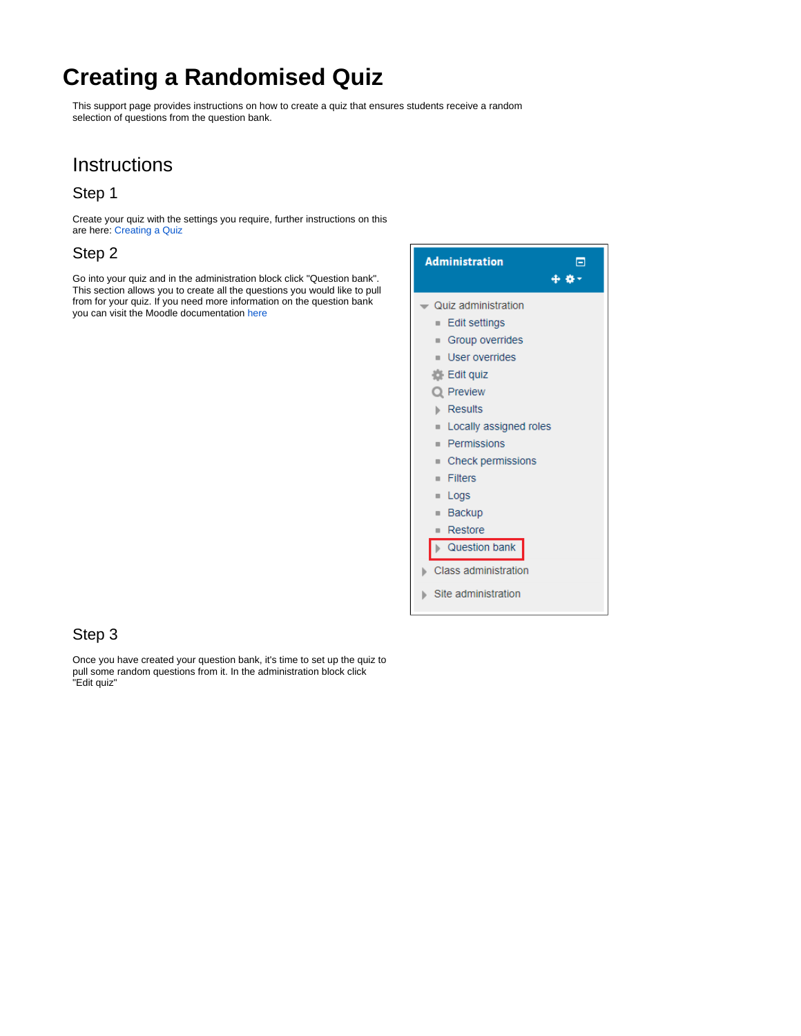# Creating a Randomised Quiz

This support page provides instructions on how to create a quiz that ensures students receive a random selection of questions from the question bank.

## Instructions

### Step 1

Create your quiz with the settings you require, further instructions on this are here: Creating a Quiz

### Step 2

Go into your quiz and in the administration block click "Question bank". This section allows you to create all the questions you would like to pull from for your quiz. If you need more information on the question bank you can visit the Moodle documentation here

### Step 3

Once you have created your question bank, it's time to set up the quiz to pull some random questions from it. In the administration block click "Edit quiz"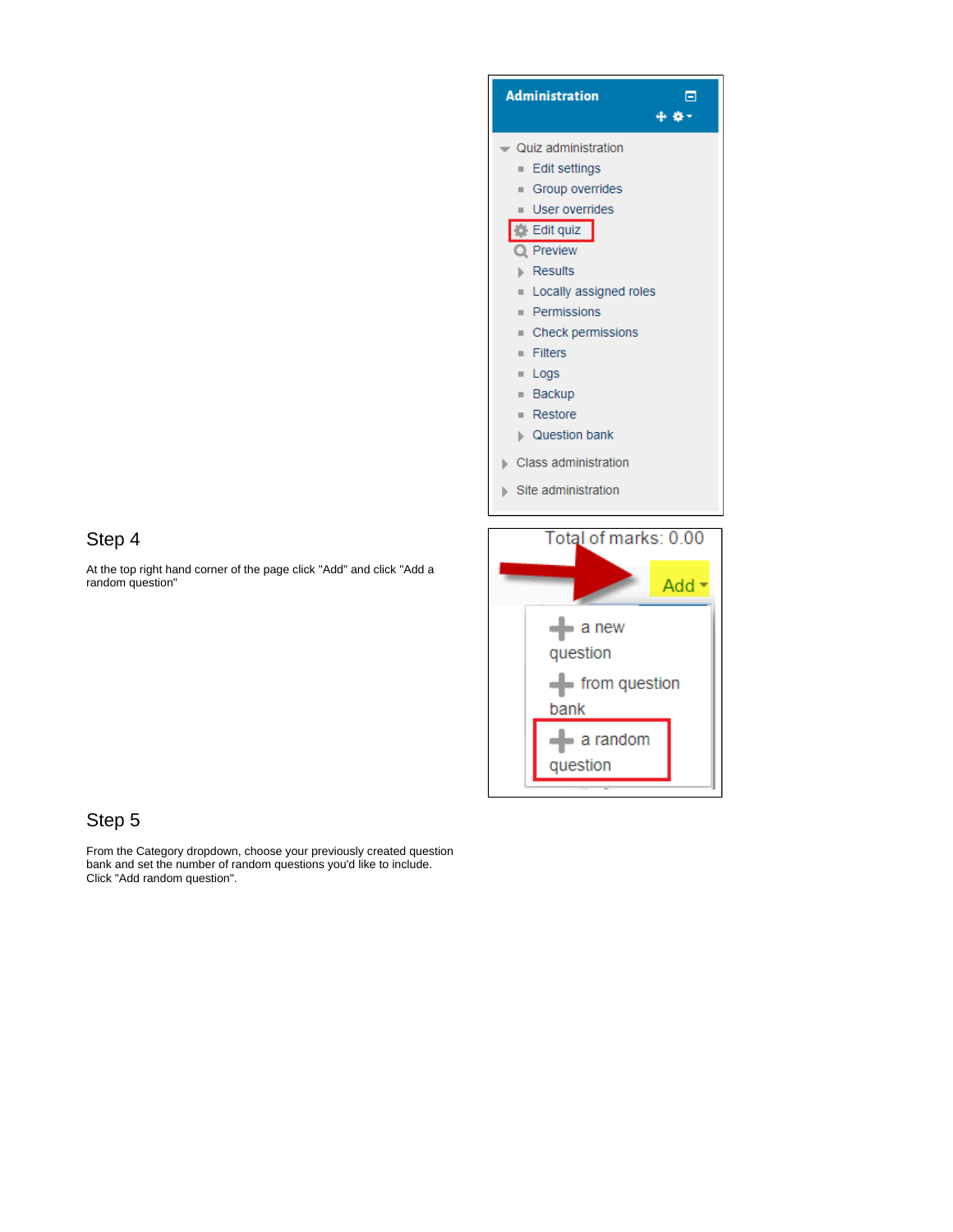## Step 4

At the top right hand corner of the page click "Add" and click "Add a random question"

## Step 5

From the Category dropdown, choose your previously created question bank and set the number of random questions you'd like to include. Click "Add random question".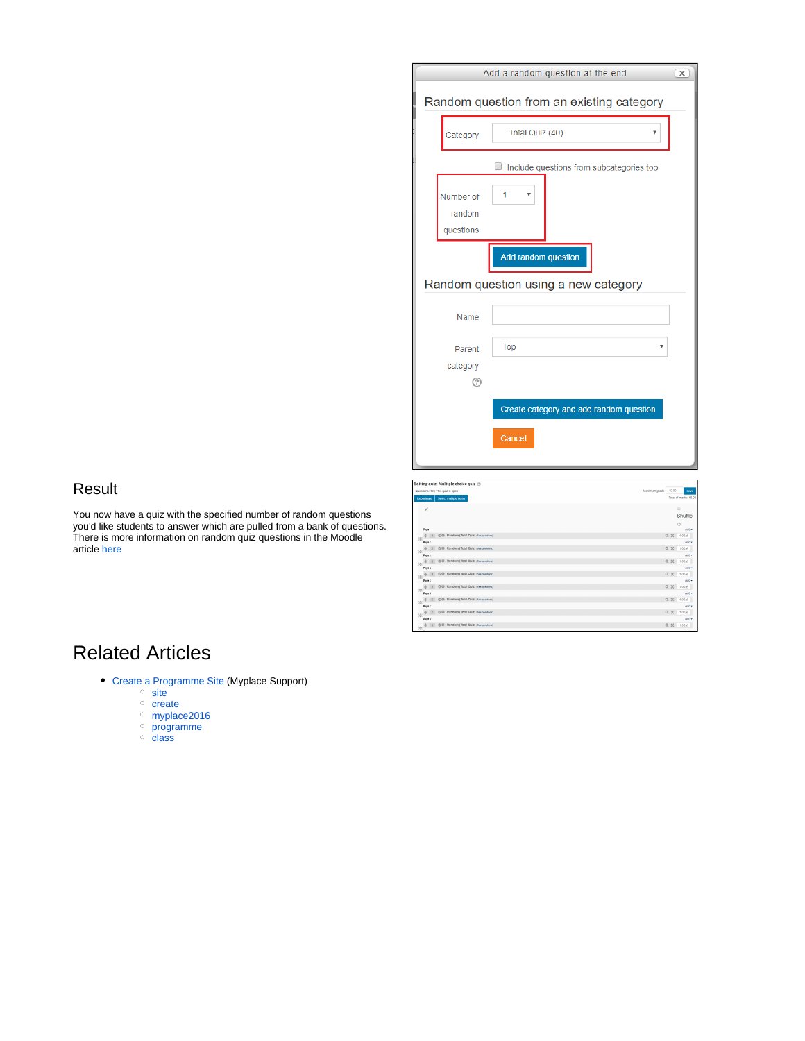## Result

You now have a quiz with the specified number of random questions you'd like students to answer which are pulled from a bank of questions. There is more information on random quiz questions in the Moodle article here

# Related Articles

- Create a Programme Site (Myplace Support)
    - site
    - create
    - myplace2016
    - programme
    - class